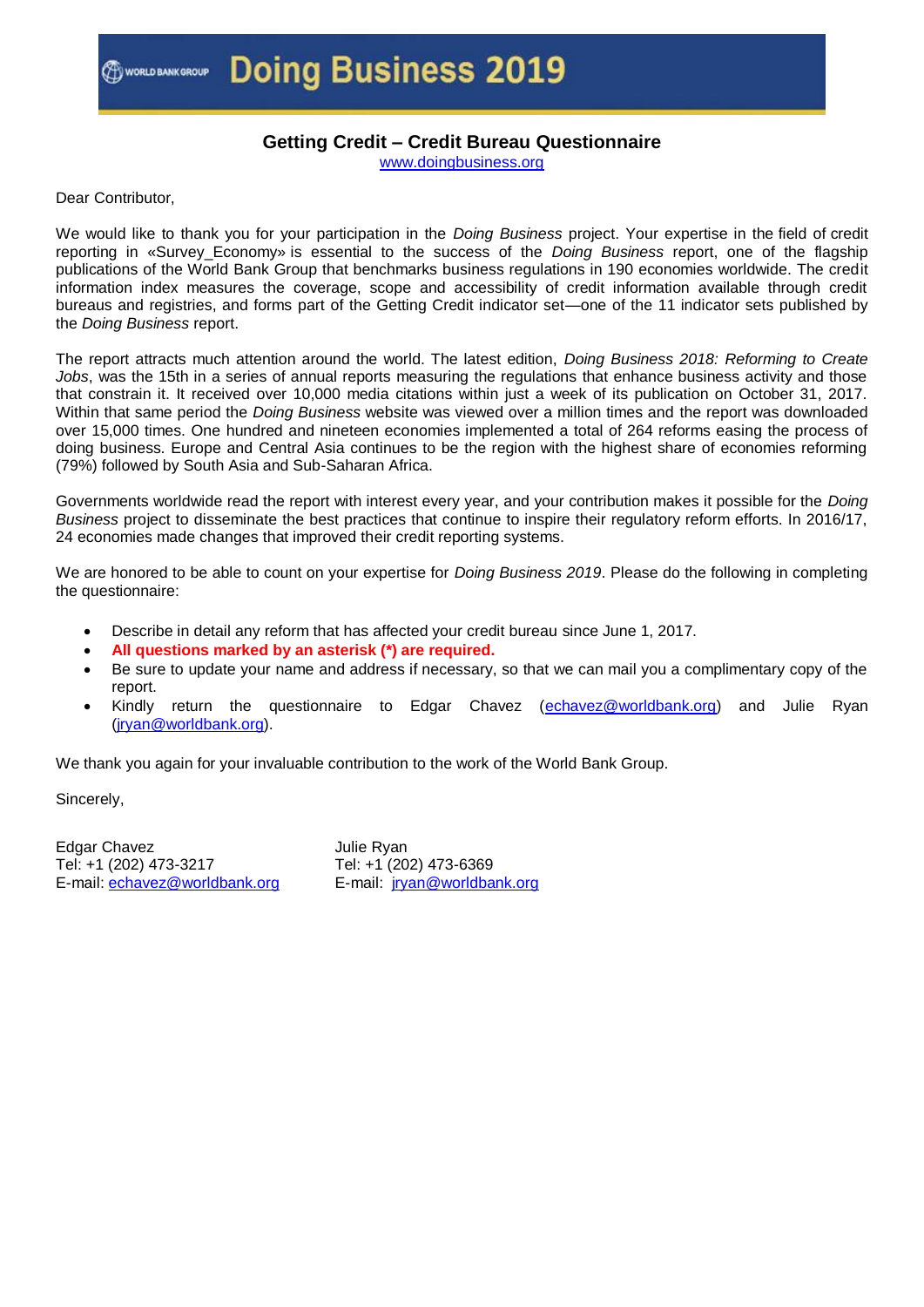# Doing Business 2019

## Getting Credit – Credit Bureau Questionnaire

www.doingbusiness.org

Dear Contributor,

We would like to thank you for your participation in the *Doing Business* project. Your expertise in the field of credit reporting in «Survey_Economy» is essential to the success of the *Doing Business* report, one of the flagship publications of the World Bank Group that benchmarks business regulations in 190 economies worldwide. The credit information index measures the coverage, scope and accessibility of credit information available through credit bureaus and registries, and forms part of the Getting Credit indicator set—one of the 11 indicator sets published by the *Doing Business* report.

The report attracts much attention around the world. The latest edition, *Doing Business 2018: Reforming to Create Jobs*, was the 15th in a series of annual reports measuring the regulations that enhance business activity and those that constrain it. It received over 10,000 media citations within just a week of its publication on October 31, 2017. Within that same period the *Doing Business* website was viewed over a million times and the report was downloaded over 15,000 times. One hundred and nineteen economies implemented a total of 264 reforms easing the process of doing business. Europe and Central Asia continues to be the region with the highest share of economies reforming (79%) followed by South Asia and Sub-Saharan Africa.

Governments worldwide read the report with interest every year, and your contribution makes it possible for the *Doing Business* project to disseminate the best practices that continue to inspire their regulatory reform efforts. In 2016/17, 24 economies made changes that improved their credit reporting systems.

We are honored to be able to count on your expertise for *Doing Business 2019*. Please do the following in completing the questionnaire:

- Describe in detail any reform that has affected your credit bureau since June 1, 2017.
- **All questions marked by an asterisk (*) are required.**
- Be sure to update your name and address if necessary, so that we can mail you a complimentary copy of the report.
- Kindly return the questionnaire to Edgar Chavez (echavez@worldbank.org) and Julie Ryan (jryan@worldbank.org).

We thank you again for your invaluable contribution to the work of the World Bank Group.

Sincerely,

Edgar Chavez
Tel: +1 (202) 473-3217
E-mail: echavez@worldbank.org

Julie Ryan
Tel: +1 (202) 473-6369
E-mail: jryan@worldbank.org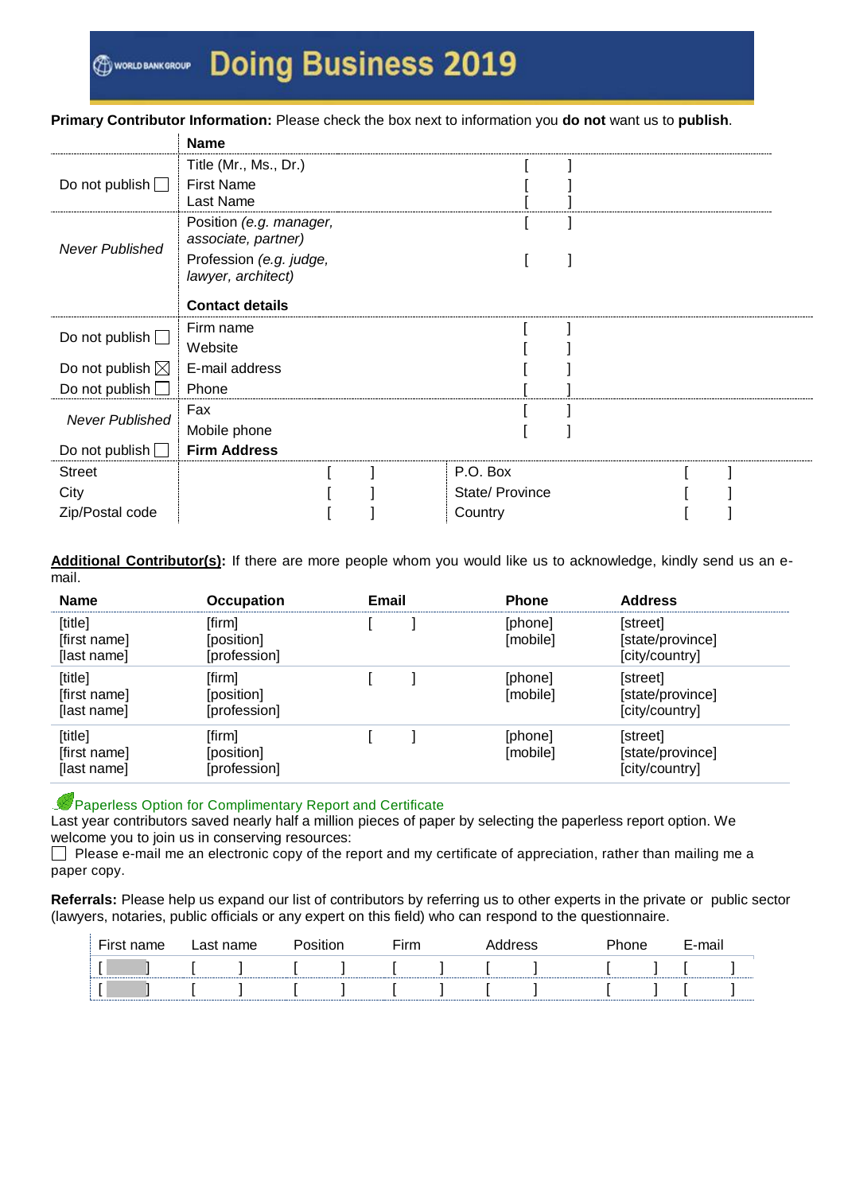# Doing Business 2019

**Primary Contributor Information:** Please check the box next to information you **do not** want us to **publish**.

| | **Name** | |
|---|---|---|
| Do not publish ☐ | Title (Mr., Ms., Dr.) | [ ] |
| | First Name | [ ] |
| | Last Name | [ ] |
| *Never Published* | Position *(e.g. manager, associate, partner)* | [ ] |
| | Profession *(e.g. judge, lawyer, architect)* | [ ] |
| | **Contact details** | |
| Do not publish ☐ | Firm name | [ ] |
| | Website | [ ] |
| Do not publish ☒ | E-mail address | [ ] |
| Do not publish ☐ | Phone | [ ] |
| *Never Published* | Fax | [ ] |
| | Mobile phone | [ ] |
| Do not publish ☐ | **Firm Address** | |

| | | | |
|---|---|---|---|
| Street | [ ] | P.O. Box | [ ] |
| City | [ ] | State/ Province | [ ] |
| Zip/Postal code | [ ] | Country | [ ] |

**Additional Contributor(s):** If there are more people whom you would like us to acknowledge, kindly send us an e-mail.

| Name | Occupation | Email | Phone | Address |
|---|---|---|---|---|
| [title] [first name] [last name] | [firm] [position] [profession] | [ ] | [phone] [mobile] | [street] [state/province] [city/country] |
| [title] [first name] [last name] | [firm] [position] [profession] | [ ] | [phone] [mobile] | [street] [state/province] [city/country] |
| [title] [first name] [last name] | [firm] [position] [profession] | [ ] | [phone] [mobile] | [street] [state/province] [city/country] |

Paperless Option for Complimentary Report and Certificate

Last year contributors saved nearly half a million pieces of paper by selecting the paperless report option. We welcome you to join us in conserving resources:

☐ Please e-mail me an electronic copy of the report and my certificate of appreciation, rather than mailing me a paper copy.

**Referrals:** Please help us expand our list of contributors by referring us to other experts in the private or public sector (lawyers, notaries, public officials or any expert on this field) who can respond to the questionnaire.

| First name | Last name | Position | Firm | Address | Phone | E-mail |
|---|---|---|---|---|---|---|
| [ ] | [ ] | [ ] | [ ] | [ ] | [ ] | [ ] |
| [ ] | [ ] | [ ] | [ ] | [ ] | [ ] | [ ] |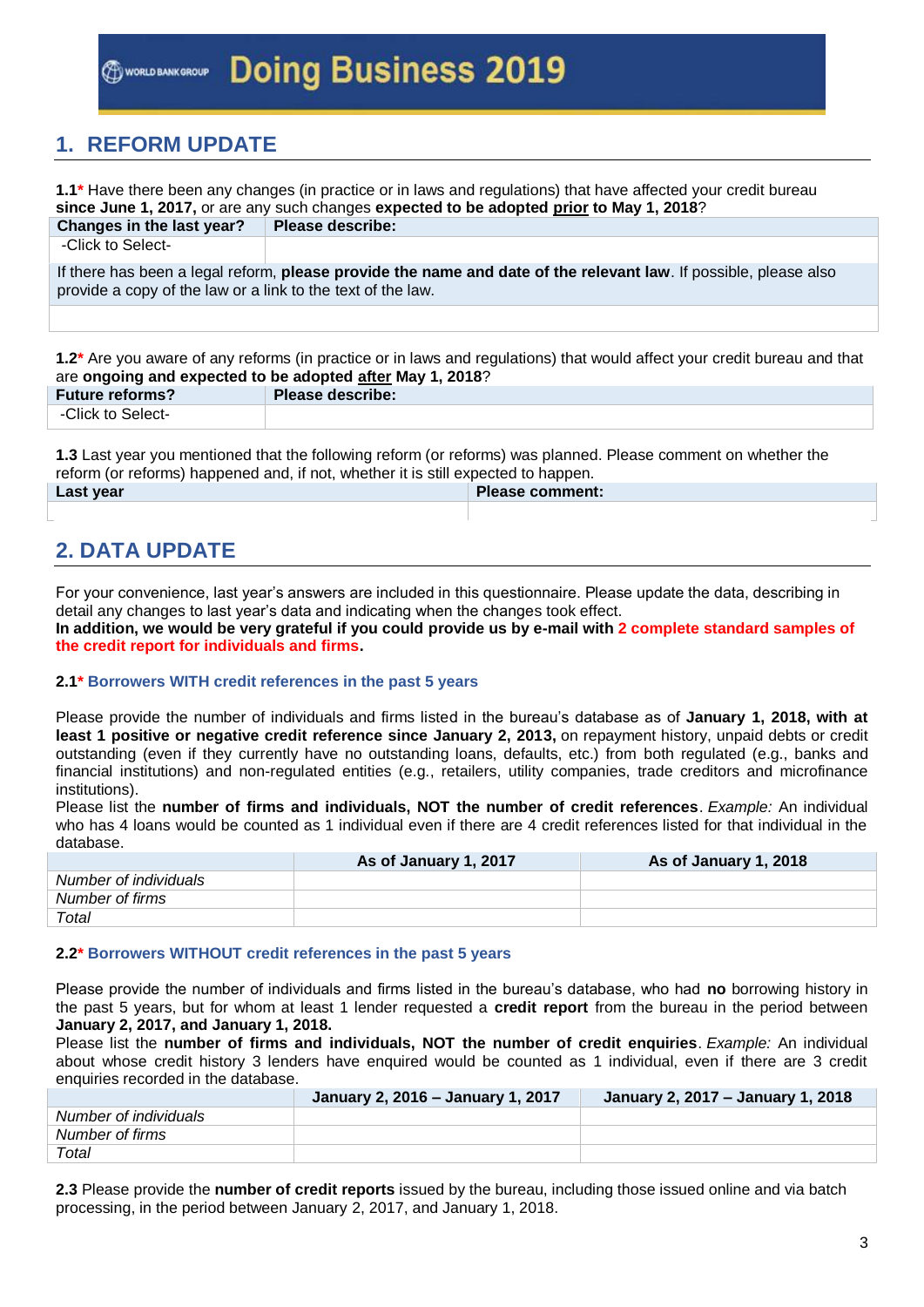# 1. REFORM UPDATE

**1.1*** Have there been any changes (in practice or in laws and regulations) that have affected your credit bureau **since June 1, 2017,** or are any such changes **expected to be adopted prior to May 1, 2018**?

| Changes in the last year? | Please describe: |
|---|---|
| -Click to Select- | |
| If there has been a legal reform, **please provide the name and date of the relevant law**. If possible, please also provide a copy of the law or a link to the text of the law. | |
| | |

**1.2*** Are you aware of any reforms (in practice or in laws and regulations) that would affect your credit bureau and that are **ongoing and expected to be adopted after May 1, 2018**?

| Future reforms? | Please describe: |
|---|---|
| -Click to Select- | |

**1.3** Last year you mentioned that the following reform (or reforms) was planned. Please comment on whether the reform (or reforms) happened and, if not, whether it is still expected to happen.

| Last year | Please comment: |
|---|---|
| | |

# 2. DATA UPDATE

For your convenience, last year's answers are included in this questionnaire. Please update the data, describing in detail any changes to last year's data and indicating when the changes took effect.
**In addition, we would be very grateful if you could provide us by e-mail with 2 complete standard samples of the credit report for individuals and firms.**

### 2.1* Borrowers WITH credit references in the past 5 years

Please provide the number of individuals and firms listed in the bureau's database as of **January 1, 2018, with at least 1 positive or negative credit reference since January 2, 2013,** on repayment history, unpaid debts or credit outstanding (even if they currently have no outstanding loans, defaults, etc.) from both regulated (e.g., banks and financial institutions) and non-regulated entities (e.g., retailers, utility companies, trade creditors and microfinance institutions).
Please list the **number of firms and individuals, NOT the number of credit references**. *Example:* An individual who has 4 loans would be counted as 1 individual even if there are 4 credit references listed for that individual in the database.

| | As of January 1, 2017 | As of January 1, 2018 |
|---|---|---|
| *Number of individuals* | | |
| *Number of firms* | | |
| *Total* | | |

### 2.2* Borrowers WITHOUT credit references in the past 5 years

Please provide the number of individuals and firms listed in the bureau's database, who had **no** borrowing history in the past 5 years, but for whom at least 1 lender requested a **credit report** from the bureau in the period between **January 2, 2017, and January 1, 2018.**
Please list the **number of firms and individuals, NOT the number of credit enquiries**. *Example:* An individual about whose credit history 3 lenders have enquired would be counted as 1 individual, even if there are 3 credit enquiries recorded in the database.

| | January 2, 2016 – January 1, 2017 | January 2, 2017 – January 1, 2018 |
|---|---|---|
| *Number of individuals* | | |
| *Number of firms* | | |
| *Total* | | |

**2.3** Please provide the **number of credit reports** issued by the bureau, including those issued online and via batch processing, in the period between January 2, 2017, and January 1, 2018.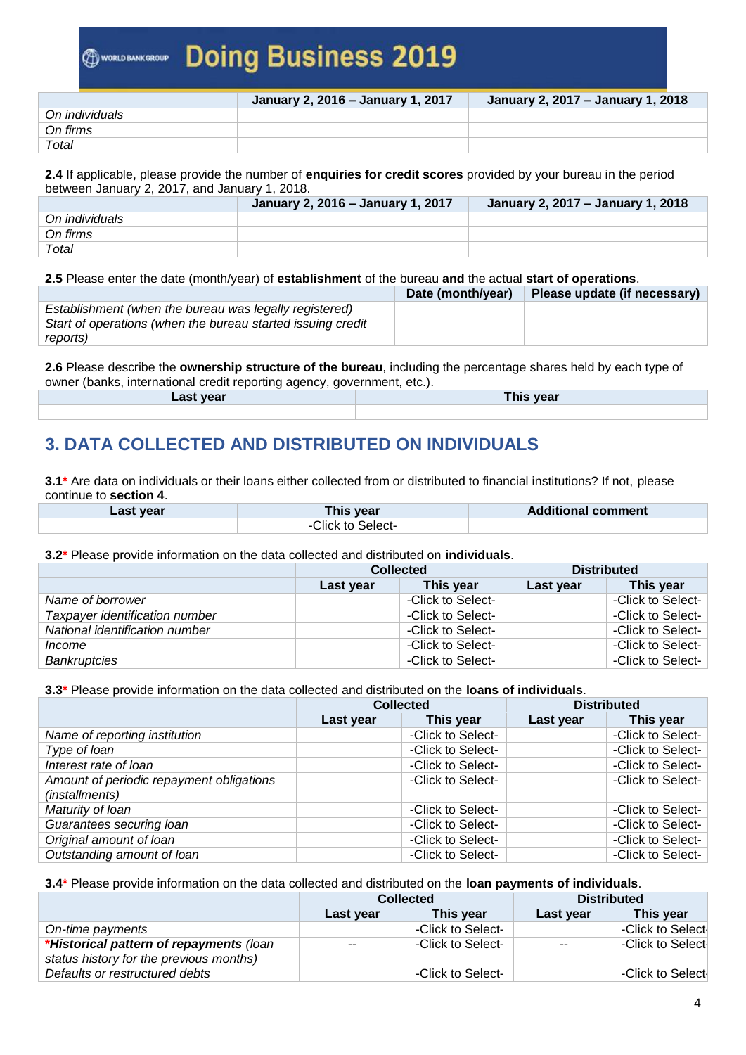| | January 2, 2016 – January 1, 2017 | January 2, 2017 – January 1, 2018 |
|---|---|---|
| *On individuals* | | |
| *On firms* | | |
| *Total* | | |

**2.4** If applicable, please provide the number of **enquiries for credit scores** provided by your bureau in the period between January 2, 2017, and January 1, 2018.

| | January 2, 2016 – January 1, 2017 | January 2, 2017 – January 1, 2018 |
|---|---|---|
| *On individuals* | | |
| *On firms* | | |
| *Total* | | |

**2.5** Please enter the date (month/year) of **establishment** of the bureau **and** the actual **start of operations**.

| | Date (month/year) | Please update (if necessary) |
|---|---|---|
| *Establishment (when the bureau was legally registered)* | | |
| *Start of operations (when the bureau started issuing credit reports)* | | |

**2.6** Please describe the **ownership structure of the bureau**, including the percentage shares held by each type of owner (banks, international credit reporting agency, government, etc.).

| Last year | This year |
|---|---|
| | |

## 3. DATA COLLECTED AND DISTRIBUTED ON INDIVIDUALS

**3.1*** Are data on individuals or their loans either collected from or distributed to financial institutions? If not, please continue to **section 4**.

| Last year | This year | Additional comment |
|---|---|---|
| | -Click to Select- | |

**3.2*** Please provide information on the data collected and distributed on **individuals**.

| | Collected | | Distributed | |
|---|---|---|---|---|
| | Last year | This year | Last year | This year |
| *Name of borrower* | | -Click to Select- | | -Click to Select- |
| *Taxpayer identification number* | | -Click to Select- | | -Click to Select- |
| *National identification number* | | -Click to Select- | | -Click to Select- |
| *Income* | | -Click to Select- | | -Click to Select- |
| *Bankruptcies* | | -Click to Select- | | -Click to Select- |

**3.3*** Please provide information on the data collected and distributed on the **loans of individuals**.

| | Collected | | Distributed | |
|---|---|---|---|---|
| | Last year | This year | Last year | This year |
| *Name of reporting institution* | | -Click to Select- | | -Click to Select- |
| *Type of loan* | | -Click to Select- | | -Click to Select- |
| *Interest rate of loan* | | -Click to Select- | | -Click to Select- |
| *Amount of periodic repayment obligations (installments)* | | -Click to Select- | | -Click to Select- |
| *Maturity of loan* | | -Click to Select- | | -Click to Select- |
| *Guarantees securing loan* | | -Click to Select- | | -Click to Select- |
| *Original amount of loan* | | -Click to Select- | | -Click to Select- |
| *Outstanding amount of loan* | | -Click to Select- | | -Click to Select- |

**3.4*** Please provide information on the data collected and distributed on the **loan payments of individuals**.

| | Collected | | Distributed | |
|---|---|---|---|---|
| | Last year | This year | Last year | This year |
| *On-time payments* | | -Click to Select- | | -Click to Select- |
| ***Historical pattern of repayments** (loan status history for the previous months)* | -- | -Click to Select- | -- | -Click to Select- |
| *Defaults or restructured debts* | | -Click to Select- | | -Click to Select- |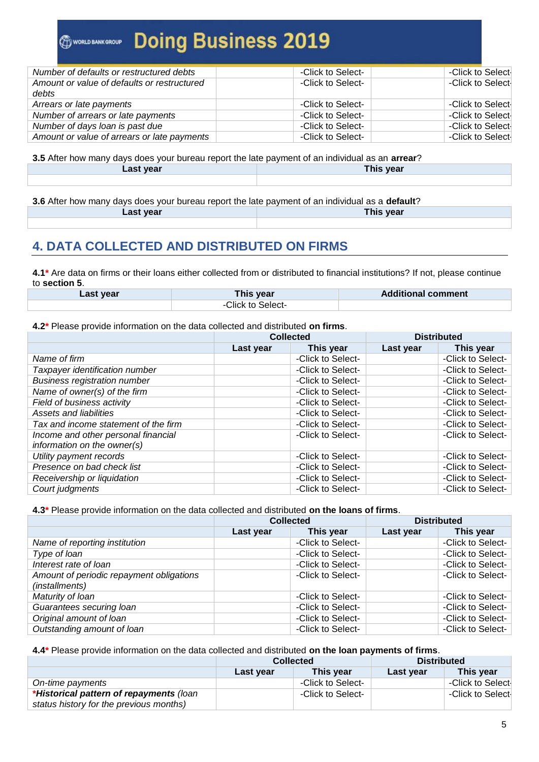| | | | | |
|---|---|---|---|---|
| *Number of defaults or restructured debts* | | -Click to Select- | | -Click to Select- |
| *Amount or value of defaults or restructured debts* | | -Click to Select- | | -Click to Select- |
| *Arrears or late payments* | | -Click to Select- | | -Click to Select- |
| *Number of arrears or late payments* | | -Click to Select- | | -Click to Select- |
| *Number of days loan is past due* | | -Click to Select- | | -Click to Select- |
| *Amount or value of arrears or late payments* | | -Click to Select- | | -Click to Select- |

**3.5** After how many days does your bureau report the late payment of an individual as an **arrear**?

| Last year | This year |
|---|---|
| | |

**3.6** After how many days does your bureau report the late payment of an individual as a **default**?

| Last year | This year |
|---|---|
| | |

## 4. DATA COLLECTED AND DISTRIBUTED ON FIRMS

**4.1*** Are data on firms or their loans either collected from or distributed to financial institutions? If not, please continue to **section 5**.

| Last year | This year | Additional comment |
|---|---|---|
| | -Click to Select- | |

**4.2*** Please provide information on the data collected and distributed **on firms**.

| | Collected | | Distributed | |
|---|---|---|---|---|
| | **Last year** | **This year** | **Last year** | **This year** |
| *Name of firm* | | -Click to Select- | | -Click to Select- |
| *Taxpayer identification number* | | -Click to Select- | | -Click to Select- |
| *Business registration number* | | -Click to Select- | | -Click to Select- |
| *Name of owner(s) of the firm* | | -Click to Select- | | -Click to Select- |
| *Field of business activity* | | -Click to Select- | | -Click to Select- |
| *Assets and liabilities* | | -Click to Select- | | -Click to Select- |
| *Tax and income statement of the firm* | | -Click to Select- | | -Click to Select- |
| *Income and other personal financial information on the owner(s)* | | -Click to Select- | | -Click to Select- |
| *Utility payment records* | | -Click to Select- | | -Click to Select- |
| *Presence on bad check list* | | -Click to Select- | | -Click to Select- |
| *Receivership or liquidation* | | -Click to Select- | | -Click to Select- |
| *Court judgments* | | -Click to Select- | | -Click to Select- |

**4.3*** Please provide information on the data collected and distributed **on the loans of firms**.

| | Collected | | Distributed | |
|---|---|---|---|---|
| | **Last year** | **This year** | **Last year** | **This year** |
| *Name of reporting institution* | | -Click to Select- | | -Click to Select- |
| *Type of loan* | | -Click to Select- | | -Click to Select- |
| *Interest rate of loan* | | -Click to Select- | | -Click to Select- |
| *Amount of periodic repayment obligations (installments)* | | -Click to Select- | | -Click to Select- |
| *Maturity of loan* | | -Click to Select- | | -Click to Select- |
| *Guarantees securing loan* | | -Click to Select- | | -Click to Select- |
| *Original amount of loan* | | -Click to Select- | | -Click to Select- |
| *Outstanding amount of loan* | | -Click to Select- | | -Click to Select- |

**4.4*** Please provide information on the data collected and distributed **on the loan payments of firms**.

| | Collected | | Distributed | |
|---|---|---|---|---|
| | **Last year** | **This year** | **Last year** | **This year** |
| *On-time payments* | | -Click to Select- | | -Click to Select- |
| ****Historical pattern of repayments** (loan status history for the previous months)* | | -Click to Select- | | -Click to Select- |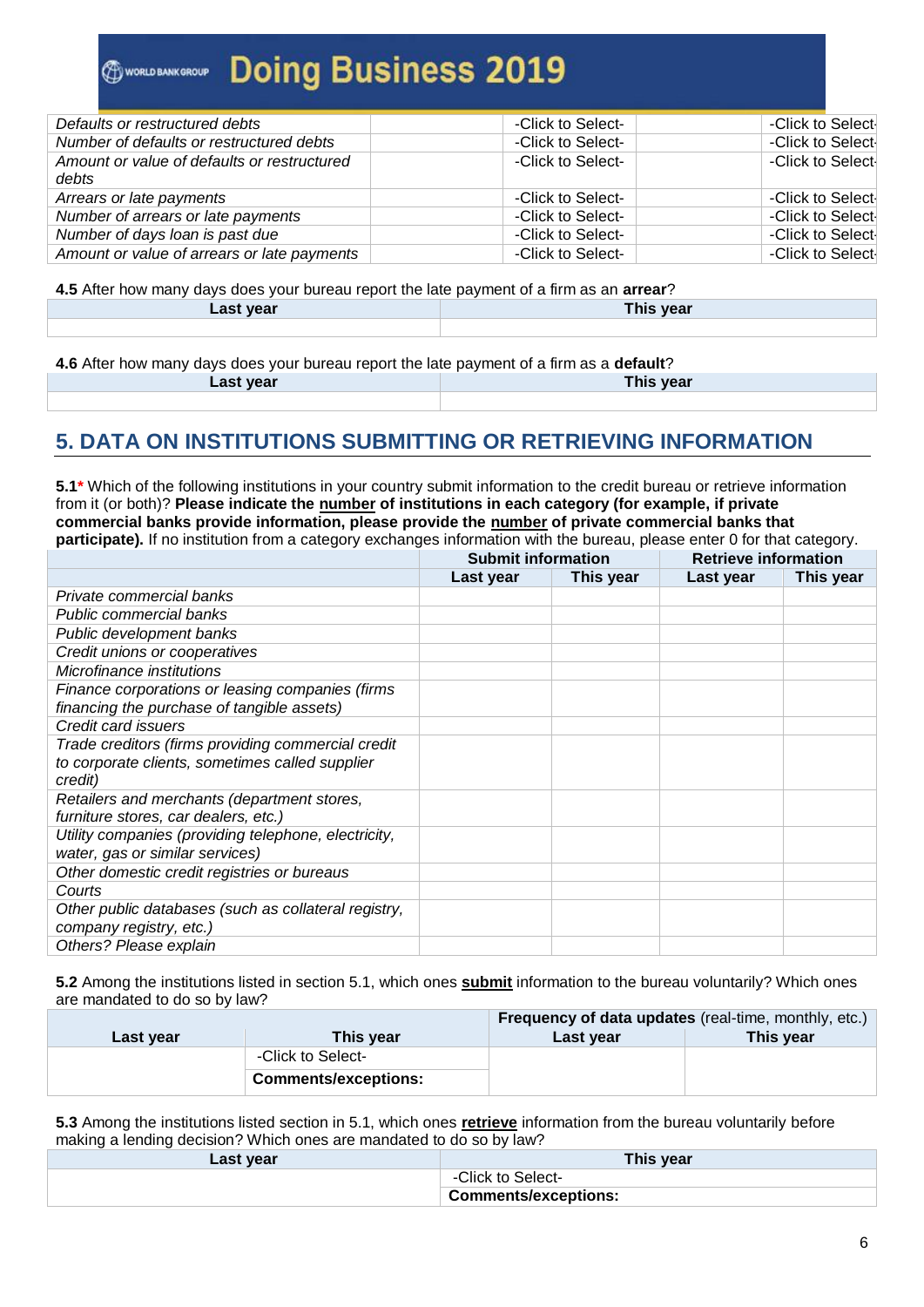| | | | | |
|---|---|---|---|---|
| *Defaults or restructured debts* | | -Click to Select- | | -Click to Select- |
| *Number of defaults or restructured debts* | | -Click to Select- | | -Click to Select- |
| *Amount or value of defaults or restructured debts* | | -Click to Select- | | -Click to Select- |
| *Arrears or late payments* | | -Click to Select- | | -Click to Select- |
| *Number of arrears or late payments* | | -Click to Select- | | -Click to Select- |
| *Number of days loan is past due* | | -Click to Select- | | -Click to Select- |
| *Amount or value of arrears or late payments* | | -Click to Select- | | -Click to Select- |

**4.5** After how many days does your bureau report the late payment of a firm as an **arrear**?

| Last year | This year |
|---|---|
| | |

**4.6** After how many days does your bureau report the late payment of a firm as a **default**?

| Last year | This year |
|---|---|
| | |

## 5. DATA ON INSTITUTIONS SUBMITTING OR RETRIEVING INFORMATION

**5.1*** Which of the following institutions in your country submit information to the credit bureau or retrieve information from it (or both)? **Please indicate the number of institutions in each category (for example, if private commercial banks provide information, please provide the number of private commercial banks that participate).** If no institution from a category exchanges information with the bureau, please enter 0 for that category.

| | Submit information | | Retrieve information | |
|---|---|---|---|---|
| | **Last year** | **This year** | **Last year** | **This year** |
| *Private commercial banks* | | | | |
| *Public commercial banks* | | | | |
| *Public development banks* | | | | |
| *Credit unions or cooperatives* | | | | |
| *Microfinance institutions* | | | | |
| *Finance corporations or leasing companies (firms financing the purchase of tangible assets)* | | | | |
| *Credit card issuers* | | | | |
| *Trade creditors (firms providing commercial credit to corporate clients, sometimes called supplier credit)* | | | | |
| *Retailers and merchants (department stores, furniture stores, car dealers, etc.)* | | | | |
| *Utility companies (providing telephone, electricity, water, gas or similar services)* | | | | |
| *Other domestic credit registries or bureaus* | | | | |
| *Courts* | | | | |
| *Other public databases (such as collateral registry, company registry, etc.)* | | | | |
| *Others? Please explain* | | | | |

**5.2** Among the institutions listed in section 5.1, which ones **submit** information to the bureau voluntarily? Which ones are mandated to do so by law?

| | | Frequency of data updates (real-time, monthly, etc.) | |
|---|---|---|---|
| **Last year** | **This year** | **Last year** | **This year** |
| | -Click to Select- | | |
| | **Comments/exceptions:** | | |

**5.3** Among the institutions listed section in 5.1, which ones **retrieve** information from the bureau voluntarily before making a lending decision? Which ones are mandated to do so by law?

| Last year | This year |
|---|---|
| | -Click to Select- |
| | **Comments/exceptions:** |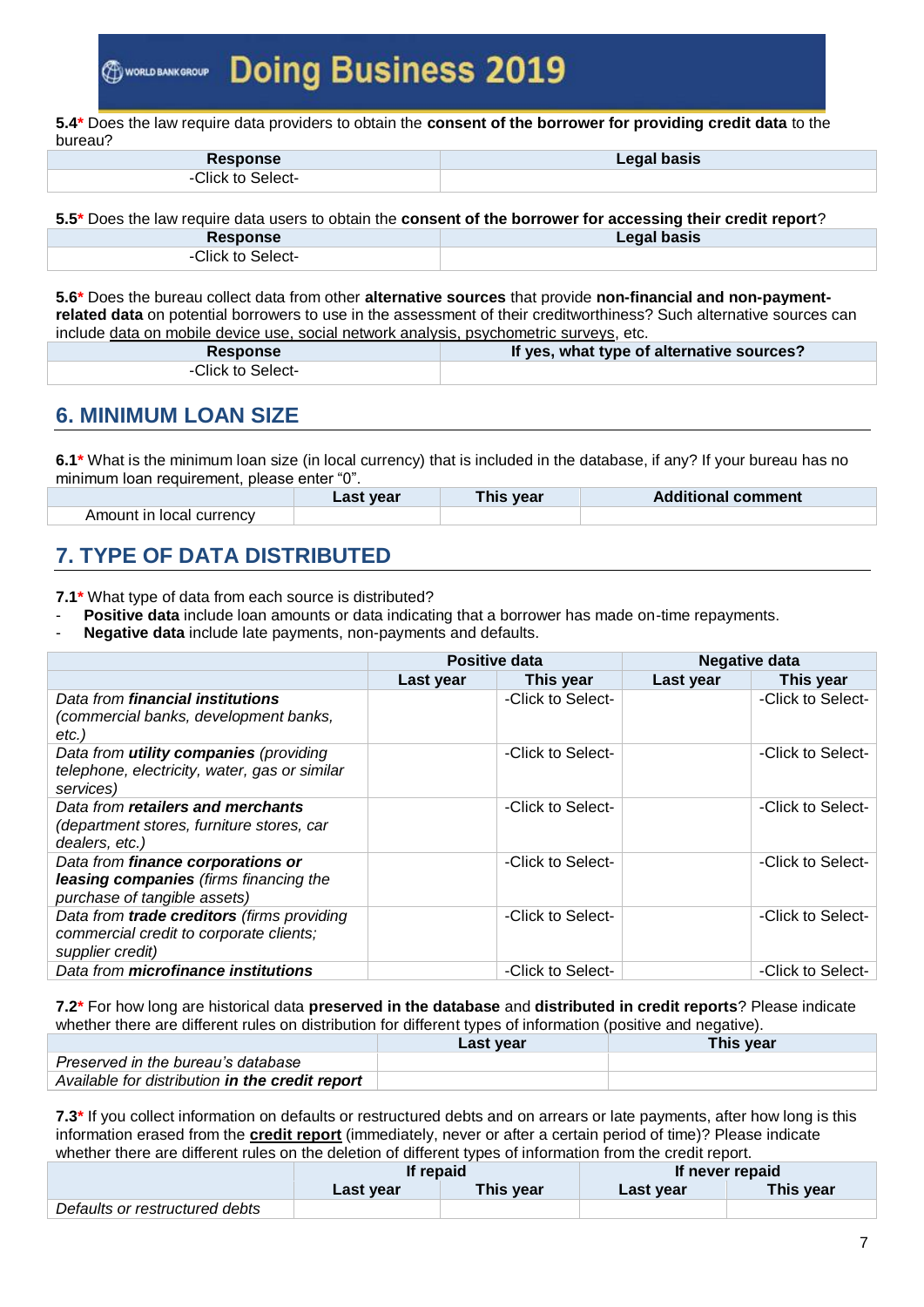**5.4*** Does the law require data providers to obtain the **consent of the borrower for providing credit data** to the bureau?

| Response | Legal basis |
|---|---|
| -Click to Select- | |

**5.5*** Does the law require data users to obtain the **consent of the borrower for accessing their credit report**?

| Response | Legal basis |
|---|---|
| -Click to Select- | |

**5.6*** Does the bureau collect data from other **alternative sources** that provide **non-financial and non-payment-related data** on potential borrowers to use in the assessment of their creditworthiness? Such alternative sources can include data on mobile device use, social network analysis, psychometric surveys, etc.

| Response | If yes, what type of alternative sources? |
|---|---|
| -Click to Select- | |

## 6. MINIMUM LOAN SIZE

**6.1*** What is the minimum loan size (in local currency) that is included in the database, if any? If your bureau has no minimum loan requirement, please enter "0".

| | Last year | This year | Additional comment |
|---|---|---|---|
| Amount in local currency | | | |

## 7. TYPE OF DATA DISTRIBUTED

**7.1*** What type of data from each source is distributed?

- **Positive data** include loan amounts or data indicating that a borrower has made on-time repayments.
- **Negative data** include late payments, non-payments and defaults.

| | Positive data | | Negative data | |
|---|---|---|---|---|
| | Last year | This year | Last year | This year |
| *Data from **financial institutions** (commercial banks, development banks, etc.)* | | -Click to Select- | | -Click to Select- |
| *Data from **utility companies** (providing telephone, electricity, water, gas or similar services)* | | -Click to Select- | | -Click to Select- |
| *Data from **retailers and merchants** (department stores, furniture stores, car dealers, etc.)* | | -Click to Select- | | -Click to Select- |
| *Data from **finance corporations or leasing companies** (firms financing the purchase of tangible assets)* | | -Click to Select- | | -Click to Select- |
| *Data from **trade creditors** (firms providing commercial credit to corporate clients; supplier credit)* | | -Click to Select- | | -Click to Select- |
| *Data from **microfinance institutions*** | | -Click to Select- | | -Click to Select- |

**7.2*** For how long are historical data **preserved in the database** and **distributed in credit reports**? Please indicate whether there are different rules on distribution for different types of information (positive and negative).

| | Last year | This year |
|---|---|---|
| *Preserved in the bureau's database* | | |
| *Available for distribution **in the credit report*** | | |

**7.3*** If you collect information on defaults or restructured debts and on arrears or late payments, after how long is this information erased from the **credit report** (immediately, never or after a certain period of time)? Please indicate whether there are different rules on the deletion of different types of information from the credit report.

| | If repaid | | If never repaid | |
|---|---|---|---|---|
| | Last year | This year | Last year | This year |
| *Defaults or restructured debts* | | | | |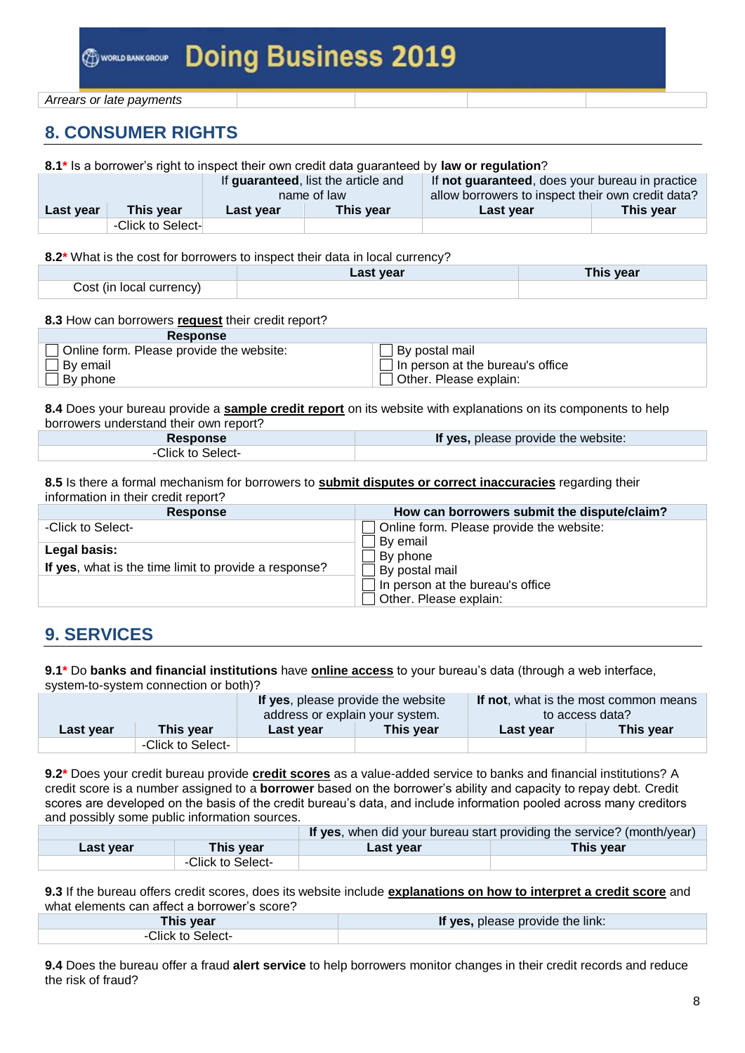| *Arrears or late payments* | | | | |
|---|---|---|---|---|

## 8. CONSUMER RIGHTS

**8.1*** Is a borrower's right to inspect their own credit data guaranteed by **law or regulation**?

| | | If **guaranteed**, list the article and name of law | | If **not guaranteed**, does your bureau in practice allow borrowers to inspect their own credit data? | |
|---|---|---|---|---|---|
| **Last year** | **This year** | **Last year** | **This year** | **Last year** | **This year** |
| | -Click to Select- | | | | |

**8.2*** What is the cost for borrowers to inspect their data in local currency?

| | **Last year** | **This year** |
|---|---|---|
| Cost (in local currency) | | |

**8.3** How can borrowers **request** their credit report?

| **Response** | |
|---|---|
| ☐ Online form. Please provide the website:<br>☐ By email<br>☐ By phone | ☐ By postal mail<br>☐ In person at the bureau's office<br>☐ Other. Please explain: |

**8.4** Does your bureau provide a **sample credit report** on its website with explanations on its components to help borrowers understand their own report?

| **Response** | **If yes,** please provide the website: |
|---|---|
| -Click to Select- | |

**8.5** Is there a formal mechanism for borrowers to **submit disputes or correct inaccuracies** regarding their information in their credit report?

| **Response** | **How can borrowers submit the dispute/claim?** |
|---|---|
| -Click to Select- | ☐ Online form. Please provide the website: |
| **Legal basis:**<br>**If yes**, what is the time limit to provide a response? | ☐ By email<br>☐ By phone<br>☐ By postal mail |
| | ☐ In person at the bureau's office<br>☐ Other. Please explain: |

## 9. SERVICES

**9.1*** Do **banks and financial institutions** have **online access** to your bureau's data (through a web interface, system-to-system connection or both)?

| | | **If yes**, please provide the website address or explain your system. | | **If not**, what is the most common means to access data? | |
|---|---|---|---|---|---|
| **Last year** | **This year** | **Last year** | **This year** | **Last year** | **This year** |
| | -Click to Select- | | | | |

**9.2*** Does your credit bureau provide **credit scores** as a value-added service to banks and financial institutions? A credit score is a number assigned to a **borrower** based on the borrower's ability and capacity to repay debt. Credit scores are developed on the basis of the credit bureau's data, and include information pooled across many creditors and possibly some public information sources.

| | | **If yes**, when did your bureau start providing the service? (month/year) | |
|---|---|---|---|
| **Last year** | **This year** | **Last year** | **This year** |
| | -Click to Select- | | |

**9.3** If the bureau offers credit scores, does its website include **explanations on how to interpret a credit score** and what elements can affect a borrower's score?

| **This year** | **If yes,** please provide the link: |
|---|---|
| -Click to Select- | |

**9.4** Does the bureau offer a fraud **alert service** to help borrowers monitor changes in their credit records and reduce the risk of fraud?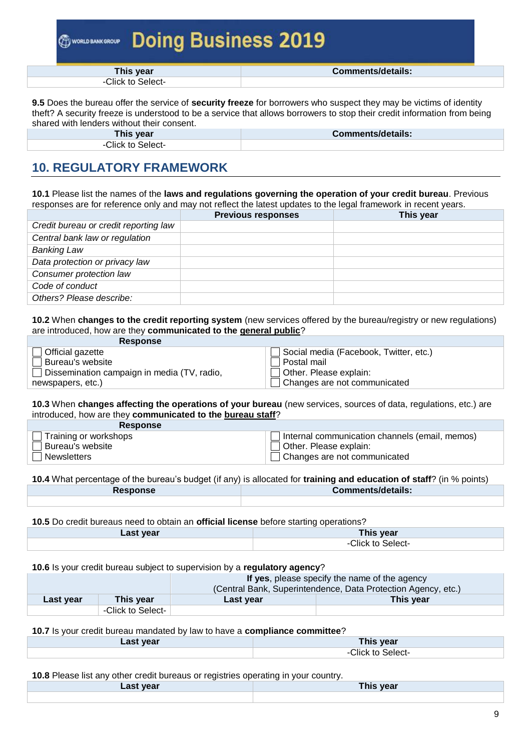| This year | Comments/details: |
|---|---|
| -Click to Select- | |

**9.5** Does the bureau offer the service of **security freeze** for borrowers who suspect they may be victims of identity theft? A security freeze is understood to be a service that allows borrowers to stop their credit information from being shared with lenders without their consent.

| This year | Comments/details: |
|---|---|
| -Click to Select- | |

## 10. REGULATORY FRAMEWORK

**10.1** Please list the names of the **laws and regulations governing the operation of your credit bureau**. Previous responses are for reference only and may not reflect the latest updates to the legal framework in recent years.

| | Previous responses | This year |
|---|---|---|
| *Credit bureau or credit reporting law* | | |
| *Central bank law or regulation* | | |
| *Banking Law* | | |
| *Data protection or privacy law* | | |
| *Consumer protection law* | | |
| *Code of conduct* | | |
| *Others? Please describe:* | | |

**10.2** When **changes to the credit reporting system** (new services offered by the bureau/registry or new regulations) are introduced, how are they **communicated to the general public**?

| Response | |
|---|---|
| ☐ Official gazette | ☐ Social media (Facebook, Twitter, etc.) |
| ☐ Bureau's website | ☐ Postal mail |
| ☐ Dissemination campaign in media (TV, radio, newspapers, etc.) | ☐ Other. Please explain: |
| | ☐ Changes are not communicated |

**10.3** When **changes affecting the operations of your bureau** (new services, sources of data, regulations, etc.) are introduced, how are they **communicated to the bureau staff**?

| Response | |
|---|---|
| ☐ Training or workshops | ☐ Internal communication channels (email, memos) |
| ☐ Bureau's website | ☐ Other. Please explain: |
| ☐ Newsletters | ☐ Changes are not communicated |

**10.4** What percentage of the bureau's budget (if any) is allocated for **training and education of staff**? (in % points)

| Response | Comments/details: |
|---|---|
| | |

**10.5** Do credit bureaus need to obtain an **official license** before starting operations?

| Last year | This year |
|---|---|
| | -Click to Select- |

**10.6** Is your credit bureau subject to supervision by a **regulatory agency**?

| | | **If yes**, please specify the name of the agency (Central Bank, Superintendence, Data Protection Agency, etc.) | |
|---|---|---|---|
| **Last year** | **This year** | **Last year** | **This year** |
| | -Click to Select- | | |

**10.7** Is your credit bureau mandated by law to have a **compliance committee**?

| Last year | This year |
|---|---|
| | -Click to Select- |

**10.8** Please list any other credit bureaus or registries operating in your country.

| Last year | This year |
|---|---|
| | |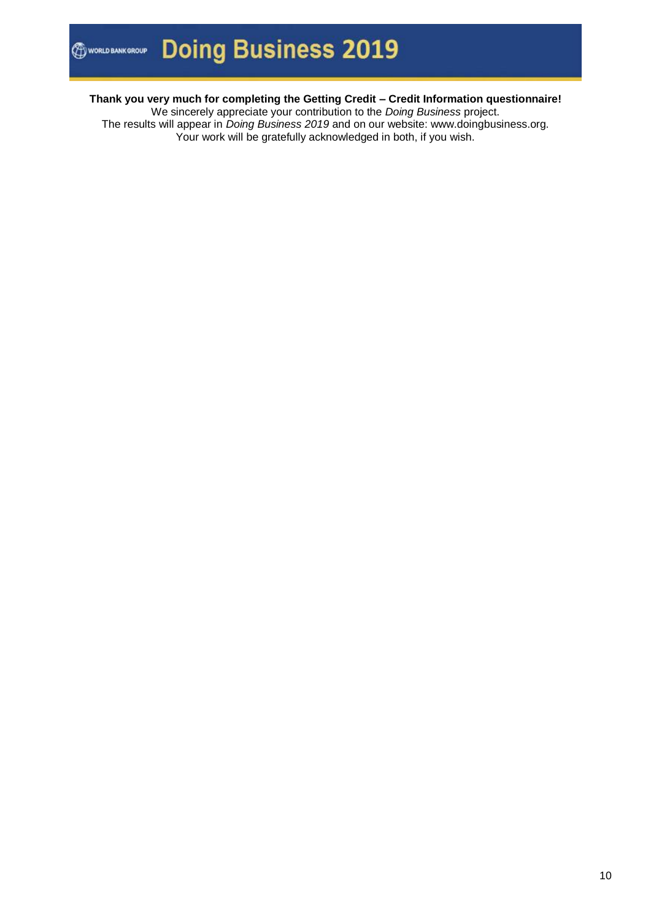**Thank you very much for completing the Getting Credit – Credit Information questionnaire!**

We sincerely appreciate your contribution to the *Doing Business* project.

The results will appear in *Doing Business 2019* and on our website: www.doingbusiness.org.

Your work will be gratefully acknowledged in both, if you wish.